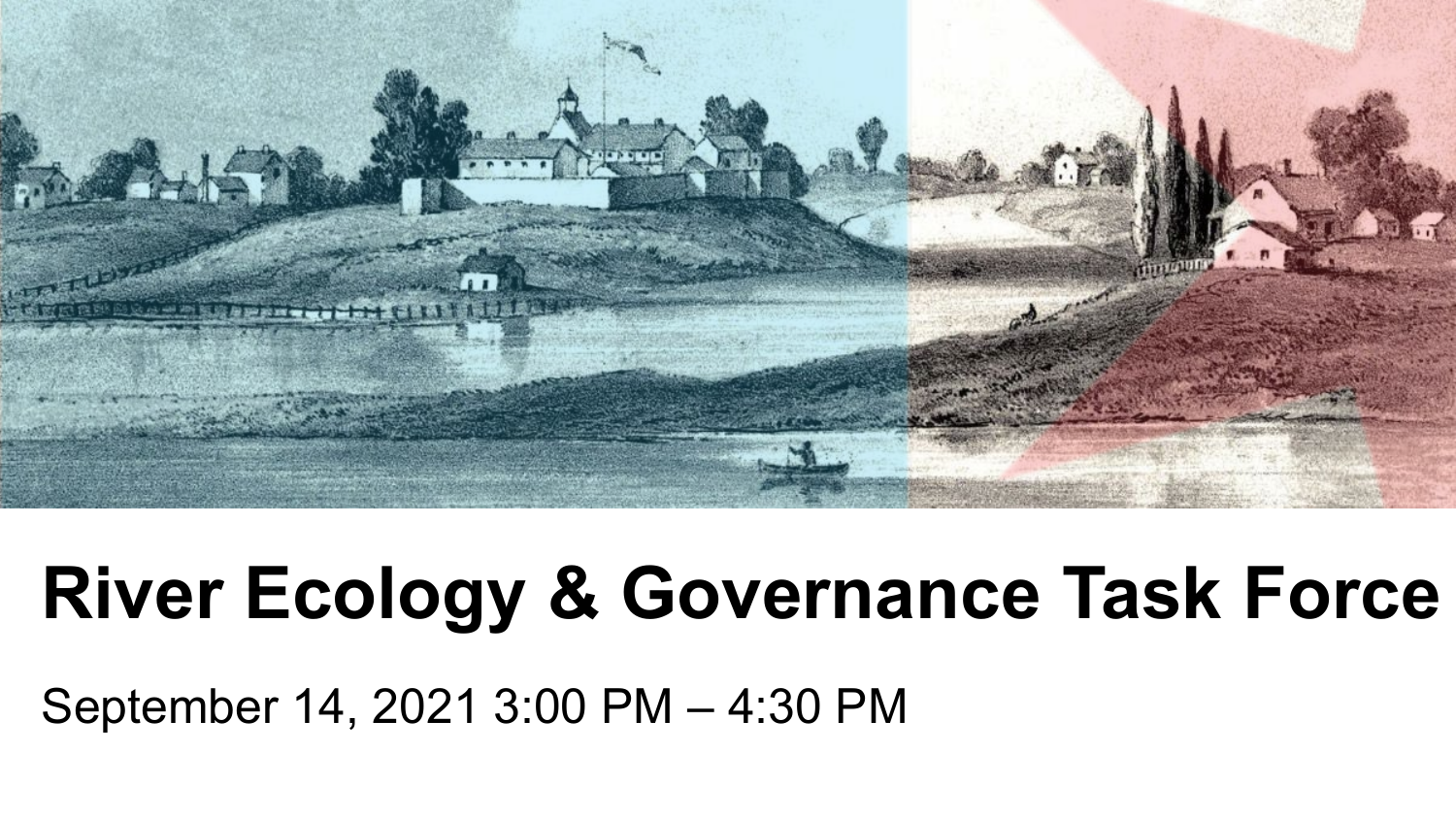# River Ecology & Governance Task Force

September 14, 2021 3:00 PM – 4:30 PM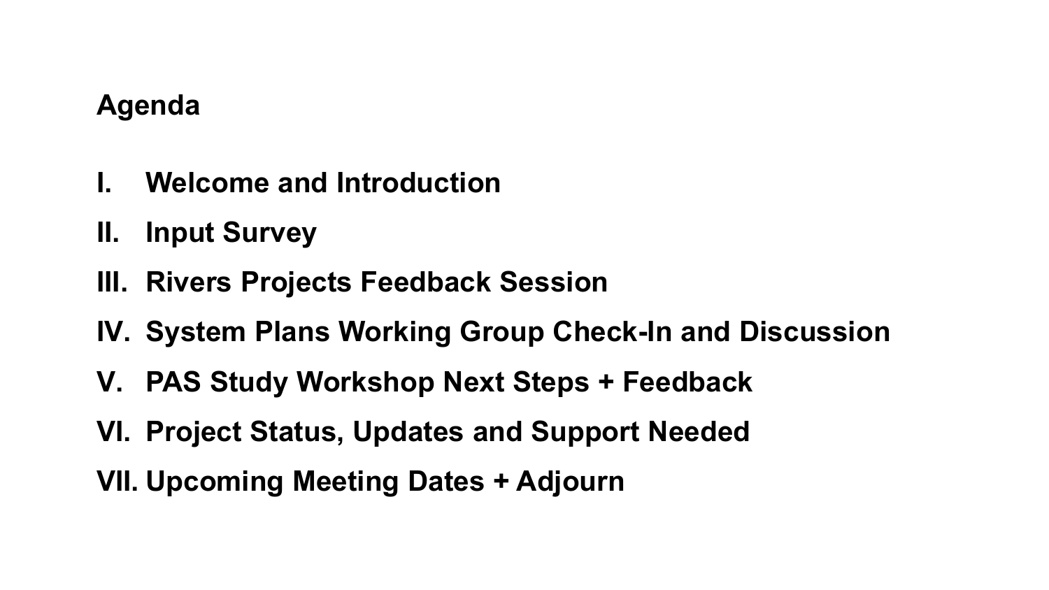## Agenda

I. Welcome and Introduction

II. Input Survey

III. Rivers Projects Feedback Session

IV. System Plans Working Group Check-In and Discussion

V. PAS Study Workshop Next Steps + Feedback

VI. Project Status, Updates and Support Needed

VII. Upcoming Meeting Dates + Adjourn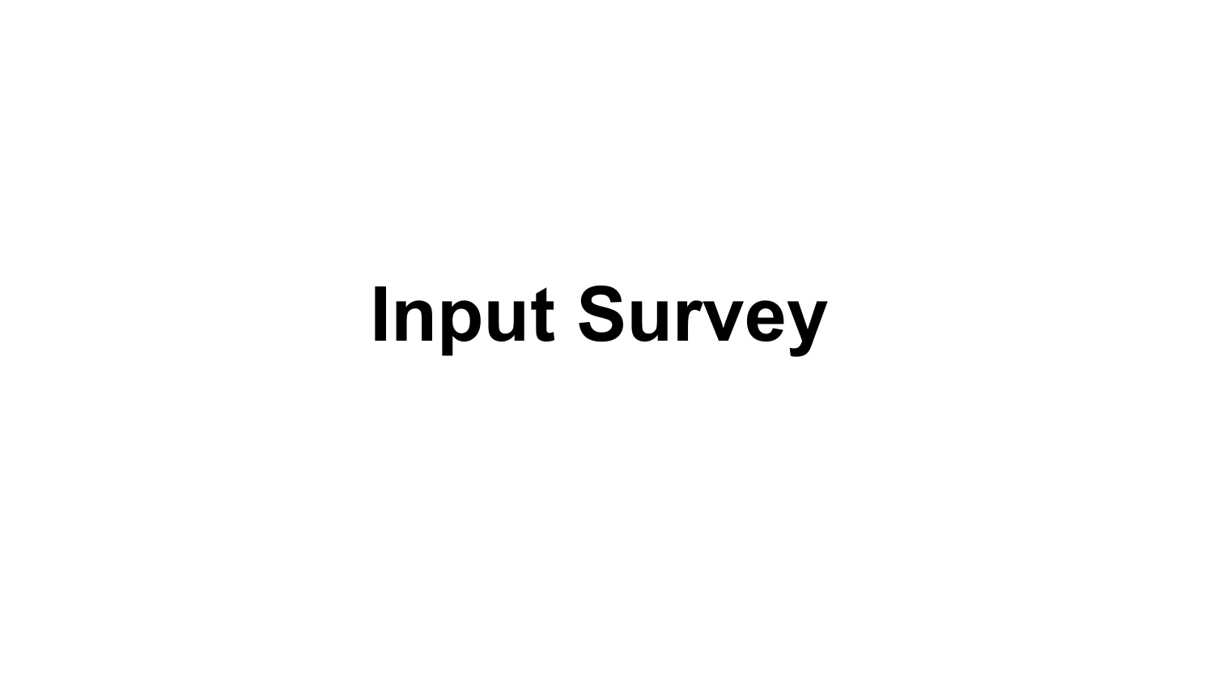# Input Survey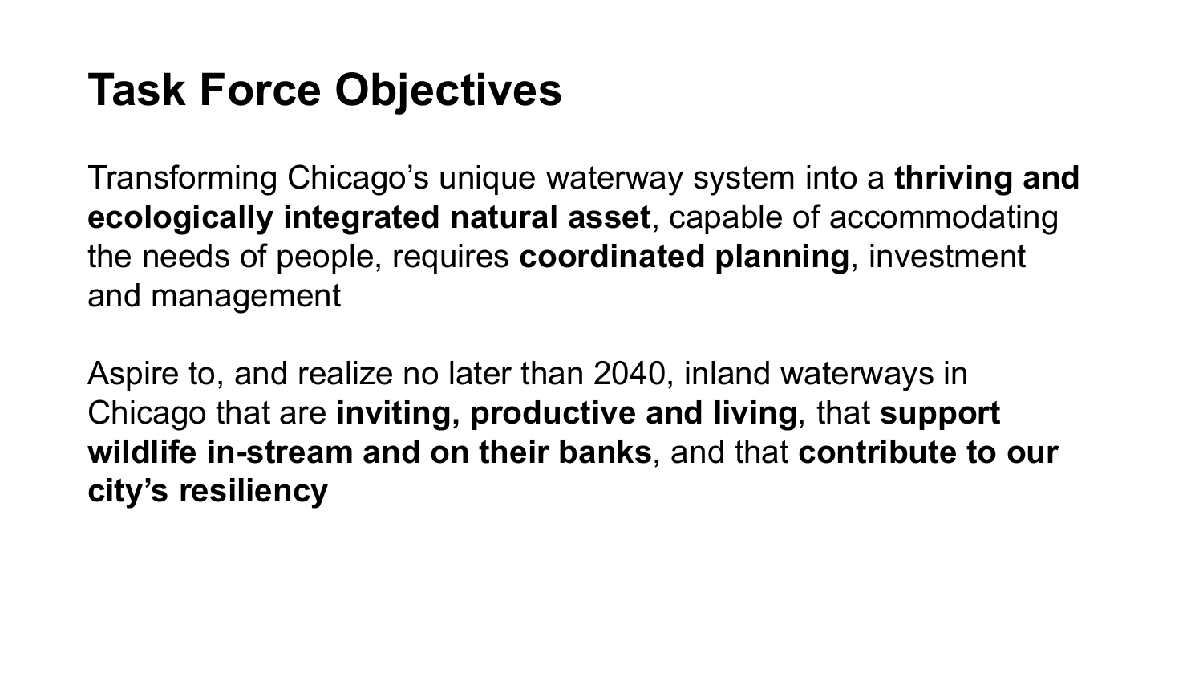# Task Force Objectives

Transforming Chicago's unique waterway system into a **thriving and ecologically integrated natural asset**, capable of accommodating the needs of people, requires **coordinated planning**, investment and management

Aspire to, and realize no later than 2040, inland waterways in Chicago that are **inviting, productive and living**, that **support wildlife in-stream and on their banks**, and that **contribute to our city's resiliency**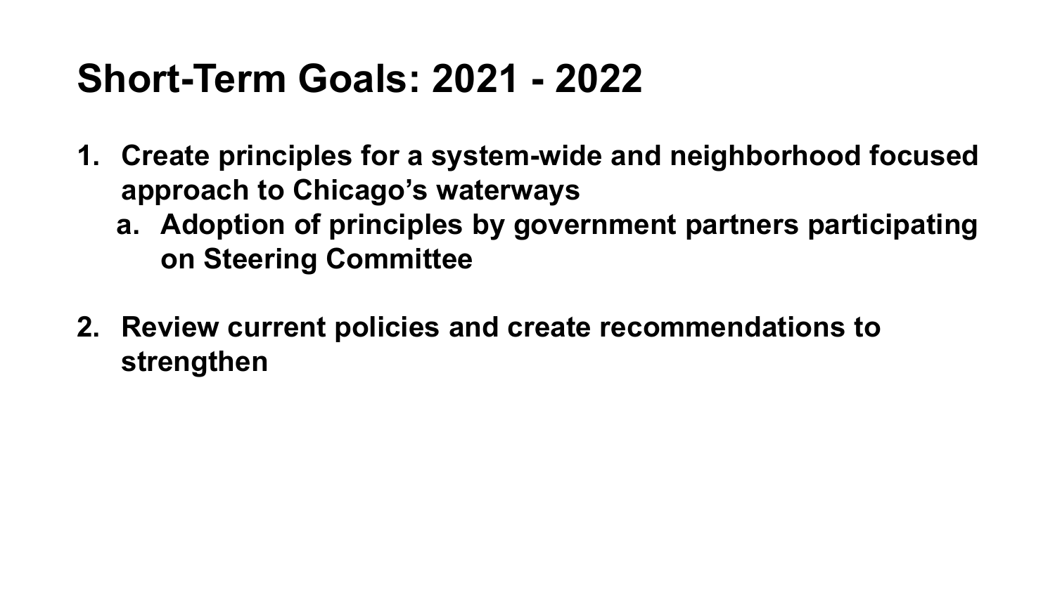# Short-Term Goals: 2021 - 2022

1. **Create principles for a system-wide and neighborhood focused approach to Chicago's waterways**
   a. **Adoption of principles by government partners participating on Steering Committee**

2. **Review current policies and create recommendations to strengthen**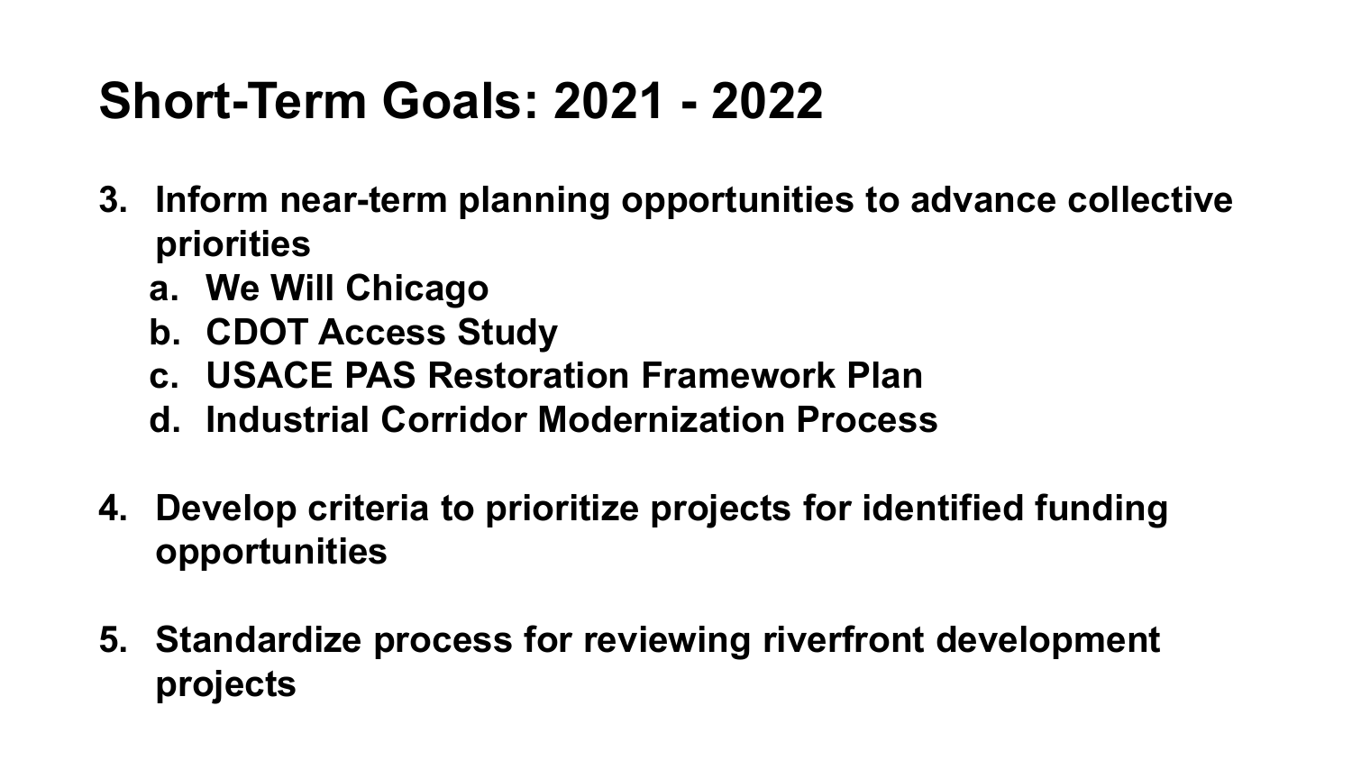# Short-Term Goals: 2021 - 2022

3. **Inform near-term planning opportunities to advance collective priorities**
    a. **We Will Chicago**
    b. **CDOT Access Study**
    c. **USACE PAS Restoration Framework Plan**
    d. **Industrial Corridor Modernization Process**

4. **Develop criteria to prioritize projects for identified funding opportunities**

5. **Standardize process for reviewing riverfront development projects**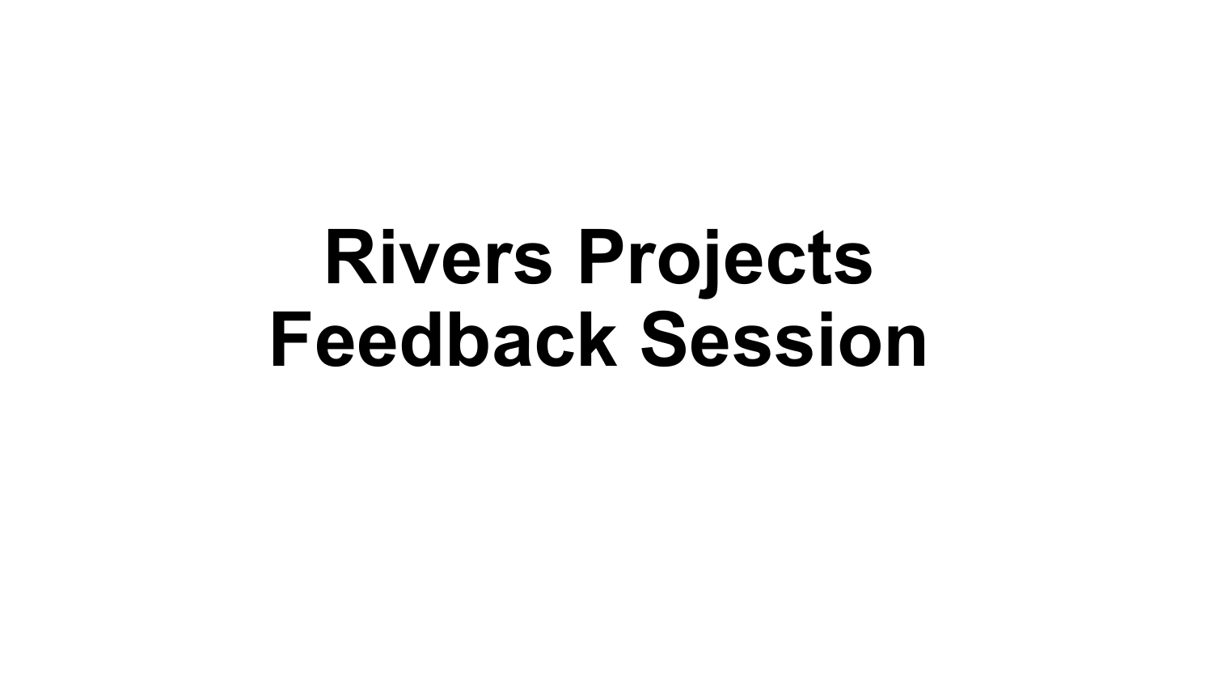# Rivers Projects Feedback Session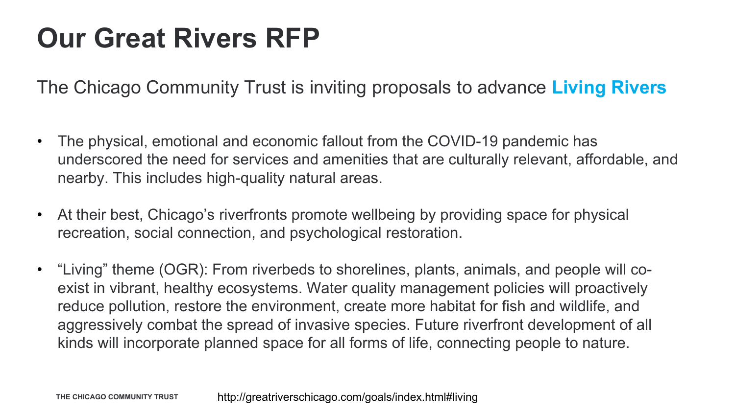# Our Great Rivers RFP

The Chicago Community Trust is inviting proposals to advance **Living Rivers**

- The physical, emotional and economic fallout from the COVID-19 pandemic has underscored the need for services and amenities that are culturally relevant, affordable, and nearby. This includes high-quality natural areas.
- At their best, Chicago's riverfronts promote wellbeing by providing space for physical recreation, social connection, and psychological restoration.
- "Living" theme (OGR): From riverbeds to shorelines, plants, animals, and people will co-exist in vibrant, healthy ecosystems. Water quality management policies will proactively reduce pollution, restore the environment, create more habitat for fish and wildlife, and aggressively combat the spread of invasive species. Future riverfront development of all kinds will incorporate planned space for all forms of life, connecting people to nature.

http://greatriverschicago.com/goals/index.html#living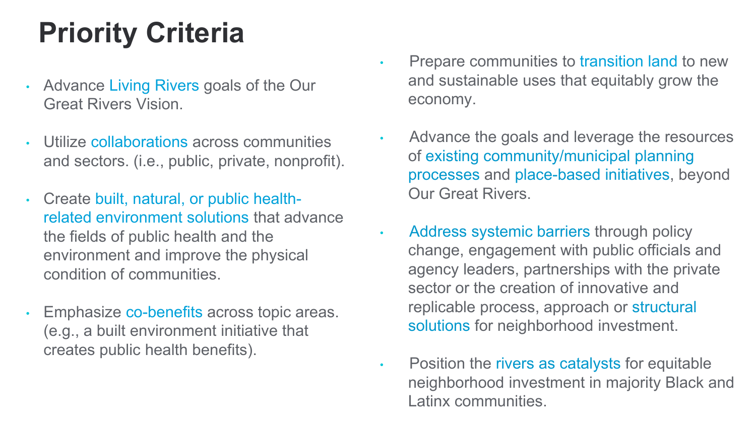# Priority Criteria

- Advance Living Rivers goals of the Our Great Rivers Vision.
- Utilize collaborations across communities and sectors. (i.e., public, private, nonprofit).
- Create built, natural, or public health-related environment solutions that advance the fields of public health and the environment and improve the physical condition of communities.
- Emphasize co-benefits across topic areas. (e.g., a built environment initiative that creates public health benefits).
- Prepare communities to transition land to new and sustainable uses that equitably grow the economy.
- Advance the goals and leverage the resources of existing community/municipal planning processes and place-based initiatives, beyond Our Great Rivers.
- Address systemic barriers through policy change, engagement with public officials and agency leaders, partnerships with the private sector or the creation of innovative and replicable process, approach or structural solutions for neighborhood investment.
- Position the rivers as catalysts for equitable neighborhood investment in majority Black and Latinx communities.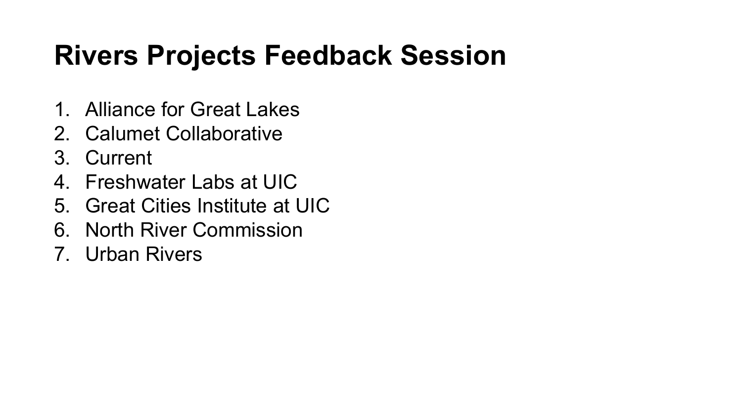# Rivers Projects Feedback Session

1. Alliance for Great Lakes
2. Calumet Collaborative
3. Current
4. Freshwater Labs at UIC
5. Great Cities Institute at UIC
6. North River Commission
7. Urban Rivers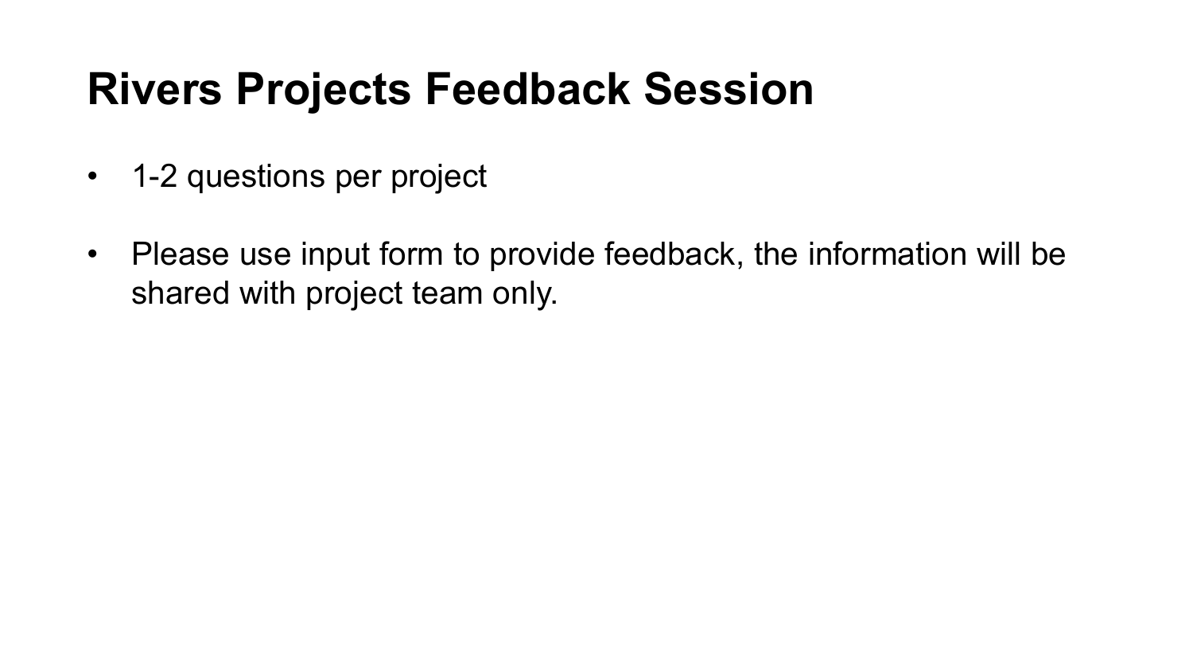# Rivers Projects Feedback Session

- 1-2 questions per project
- Please use input form to provide feedback, the information will be shared with project team only.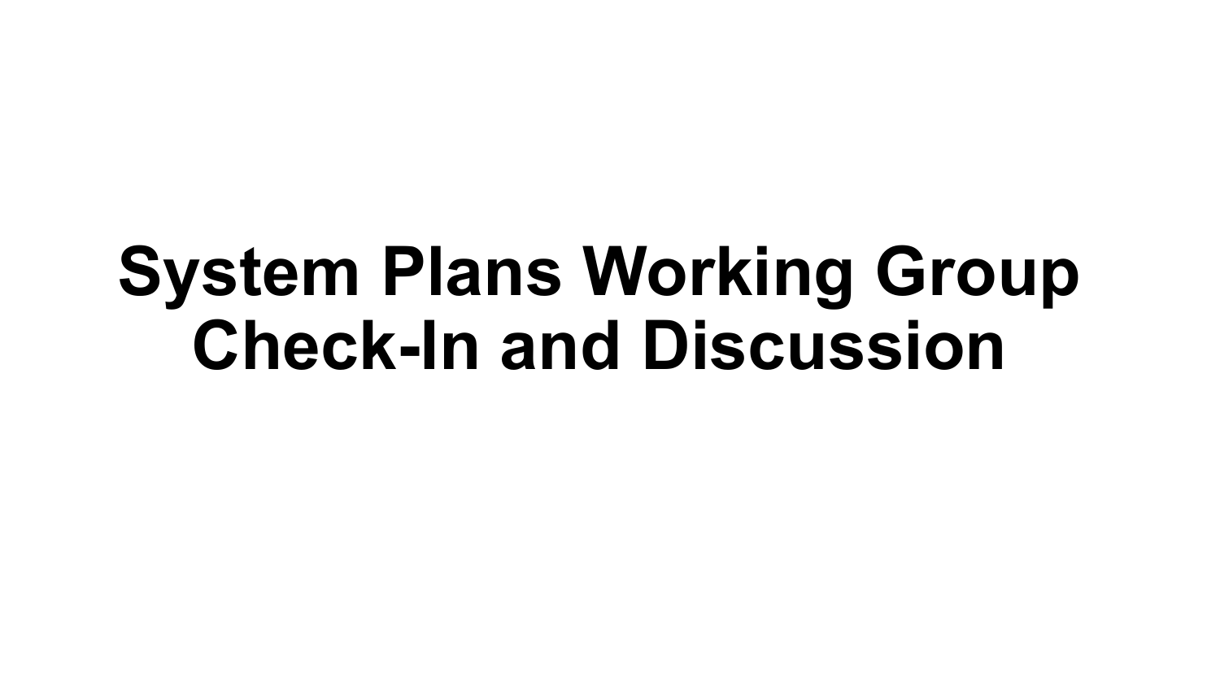# System Plans Working Group Check-In and Discussion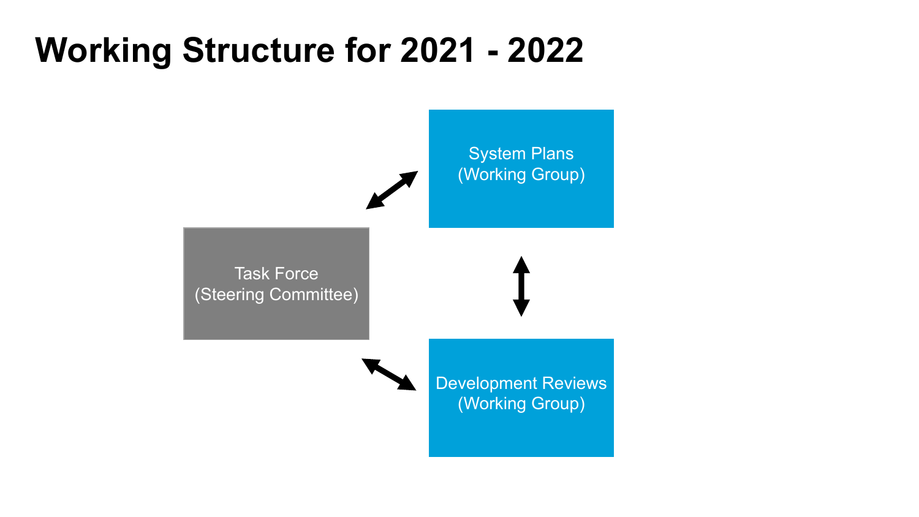# Working Structure for 2021 - 2022

System Plans
(Working Group)

Task Force
(Steering Committee)

Development Reviews
(Working Group)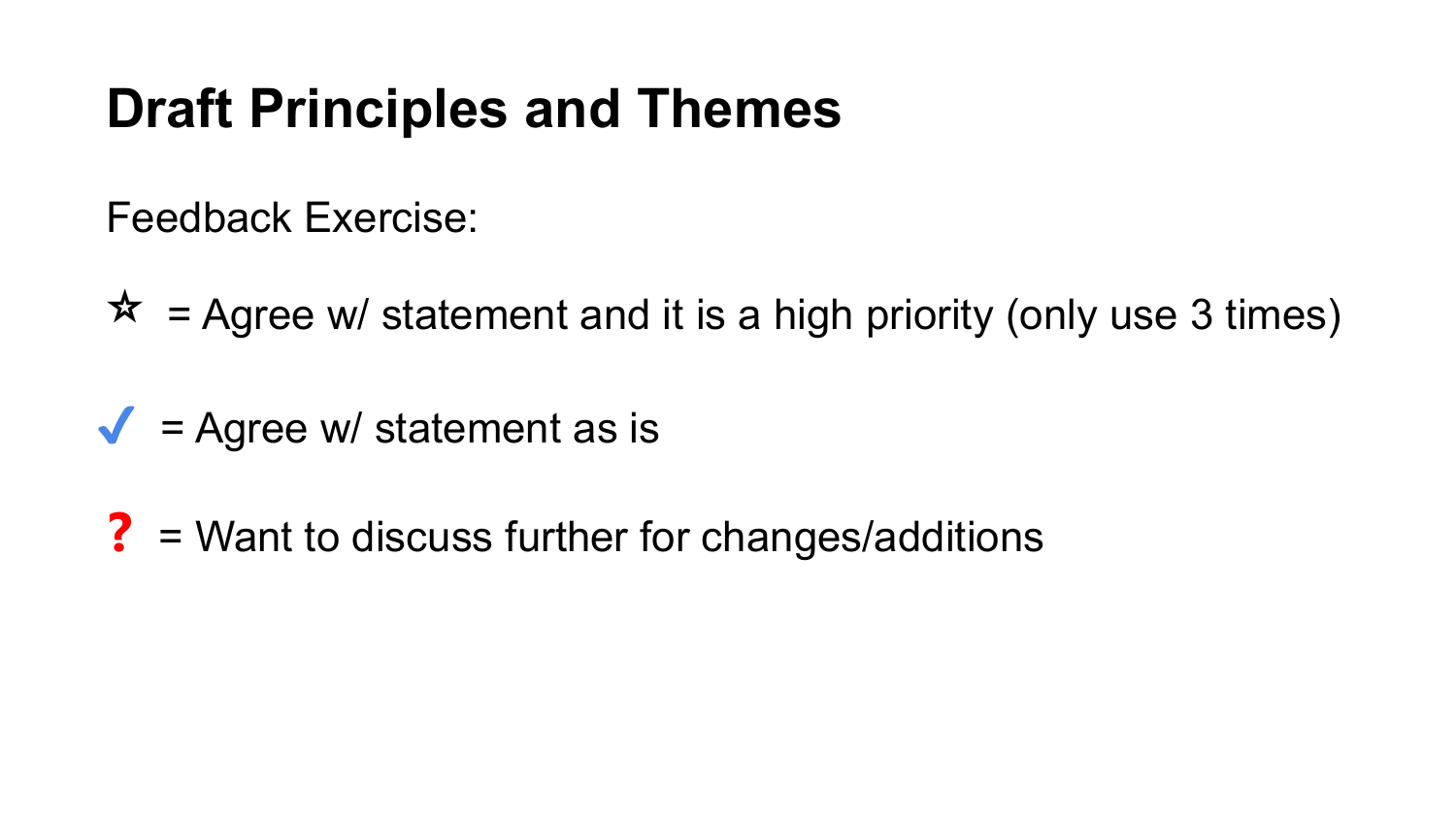# Draft Principles and Themes

Feedback Exercise:

☆ = Agree w/ statement and it is a high priority (only use 3 times)

✓ = Agree w/ statement as is

? = Want to discuss further for changes/additions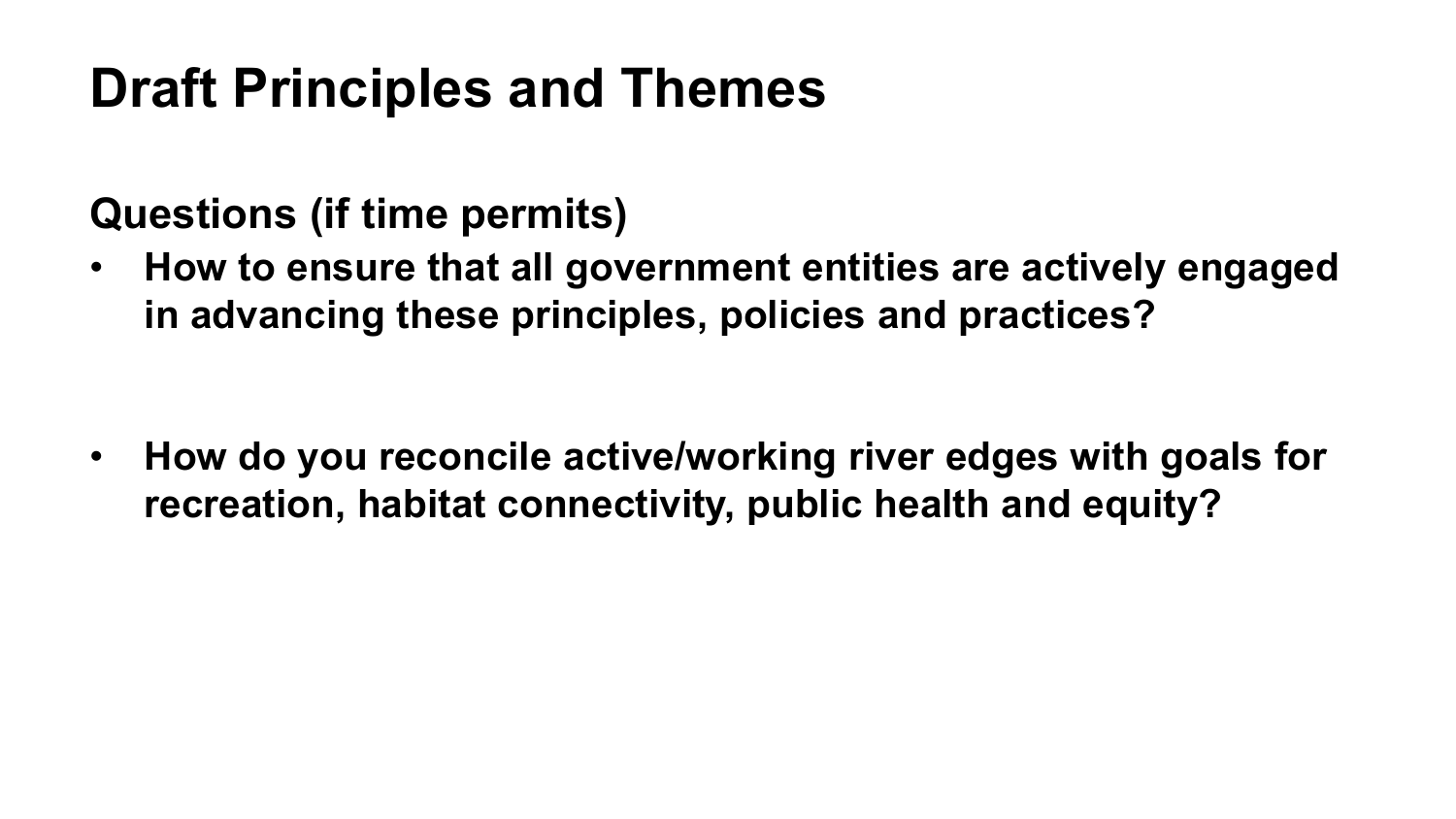# Draft Principles and Themes

## Questions (if time permits)

- **How to ensure that all government entities are actively engaged in advancing these principles, policies and practices?**

- **How do you reconcile active/working river edges with goals for recreation, habitat connectivity, public health and equity?**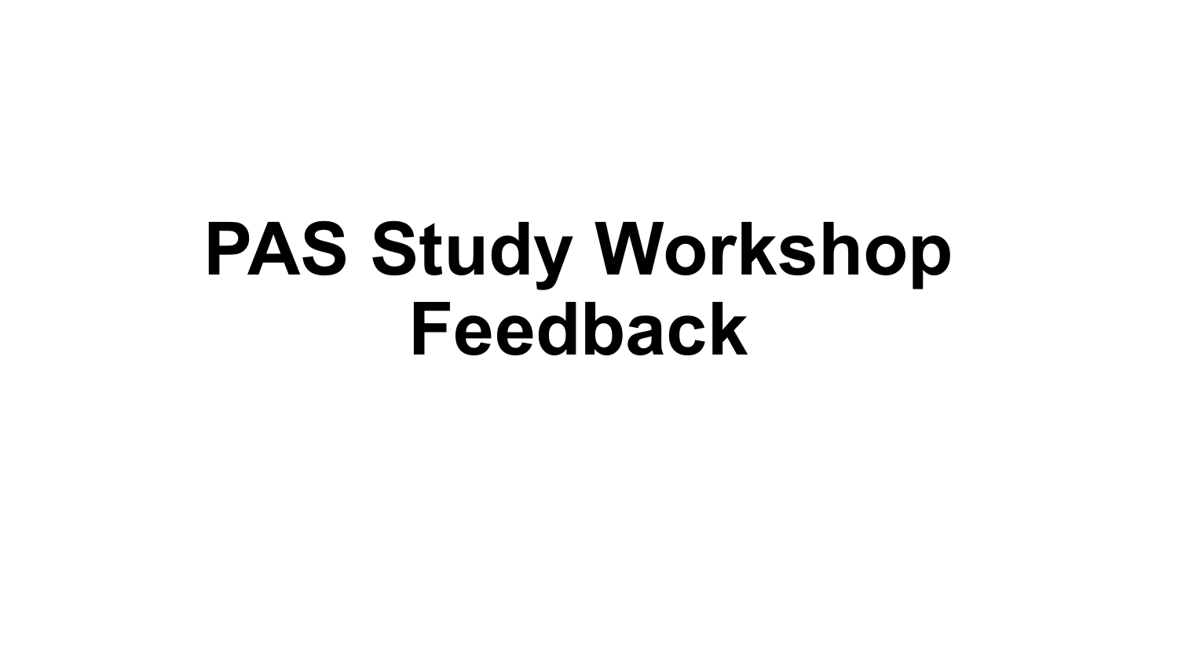# PAS Study Workshop Feedback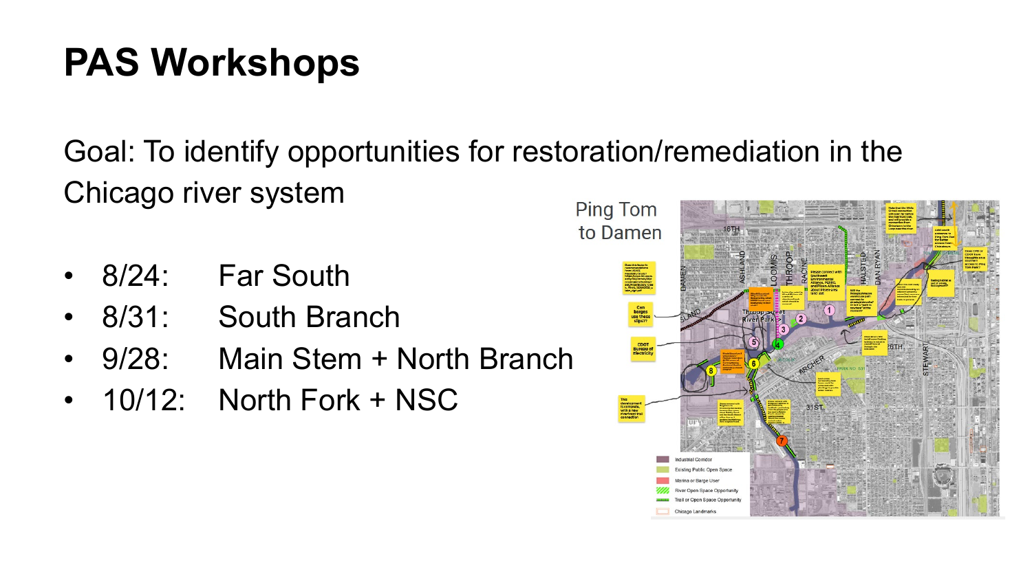# PAS Workshops

Goal: To identify opportunities for restoration/remediation in the Chicago river system

- 8/24: Far South
- 8/31: South Branch
- 9/28: Main Stem + North Branch
- 10/12: North Fork + NSC

Ping Tom to Damen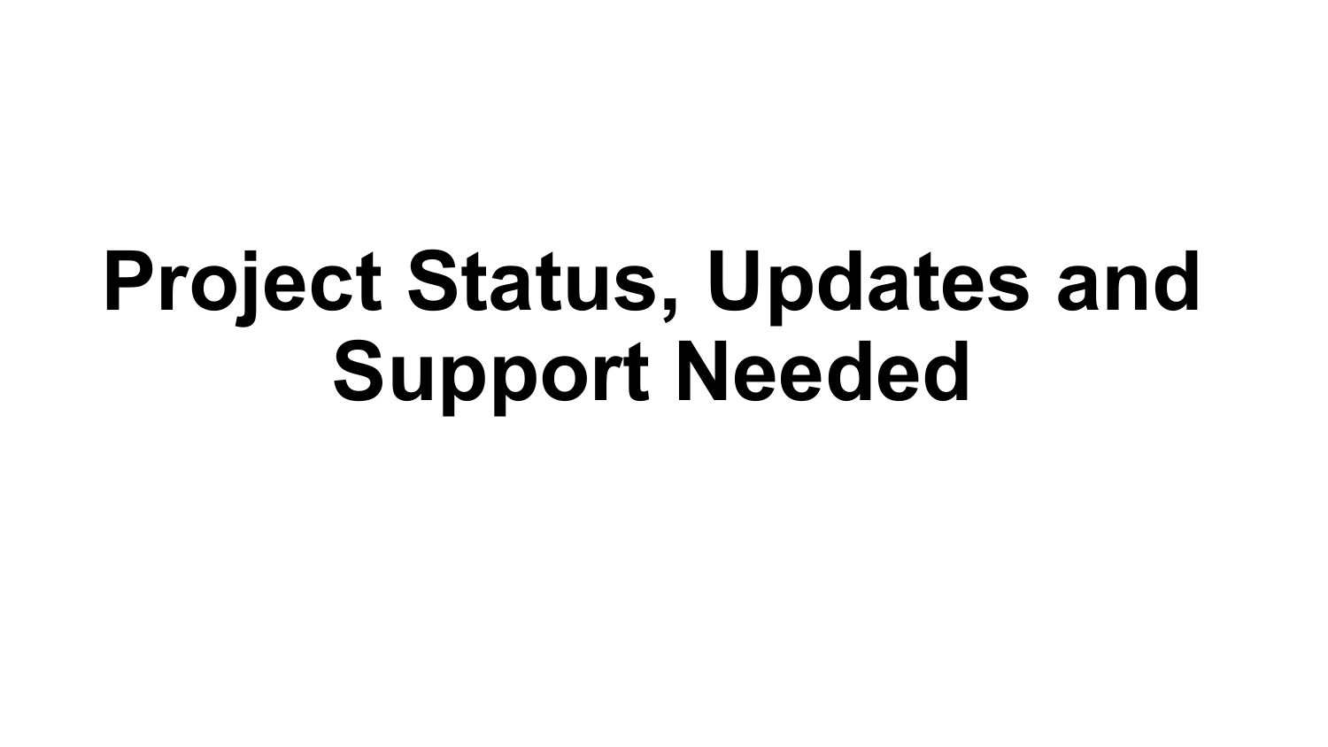# Project Status, Updates and Support Needed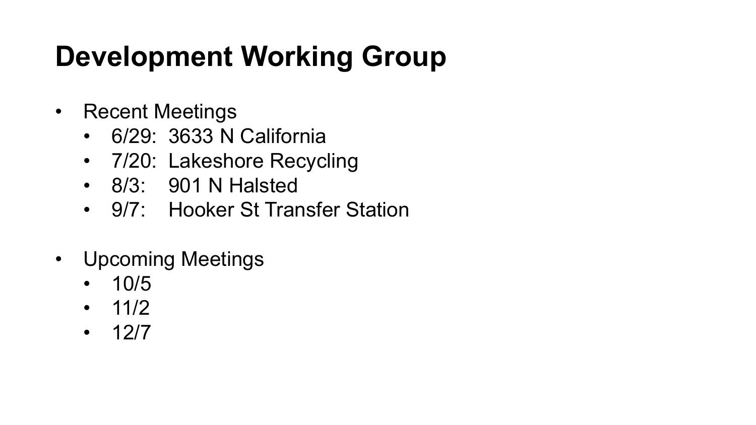# Development Working Group

- Recent Meetings
  - 6/29: 3633 N California
  - 7/20: Lakeshore Recycling
  - 8/3: 901 N Halsted
  - 9/7: Hooker St Transfer Station
- Upcoming Meetings
  - 10/5
  - 11/2
  - 12/7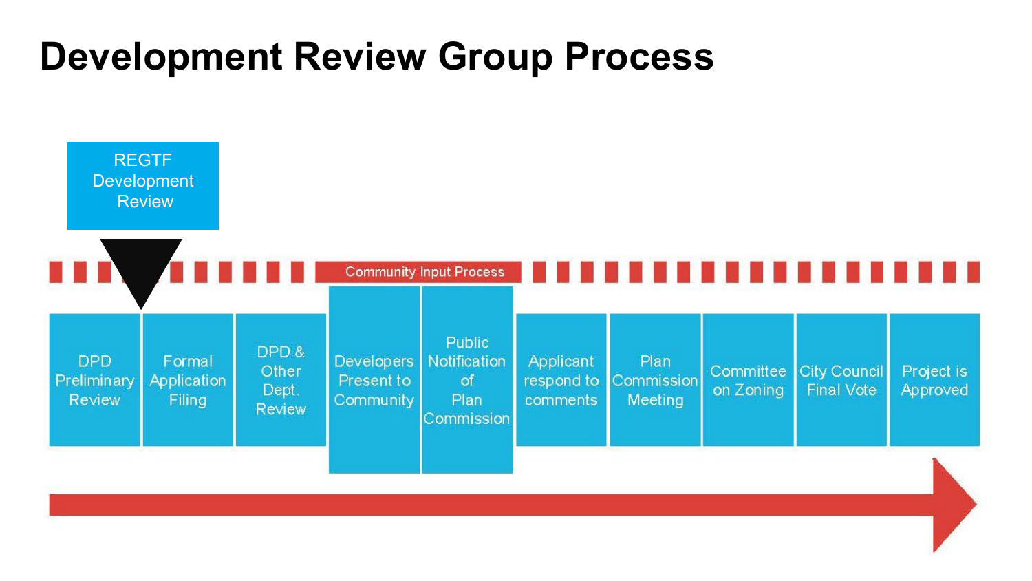# Development Review Group Process

REGTF Development Review

Community Input Process

1. DPD Preliminary Review
2. Formal Application Filing
3. DPD & Other Dept. Review
4. Developers Present to Community
5. Public Notification of Plan Commission
6. Applicant respond to comments
7. Plan Commission Meeting
8. Committee on Zoning
9. City Council Final Vote
10. Project is Approved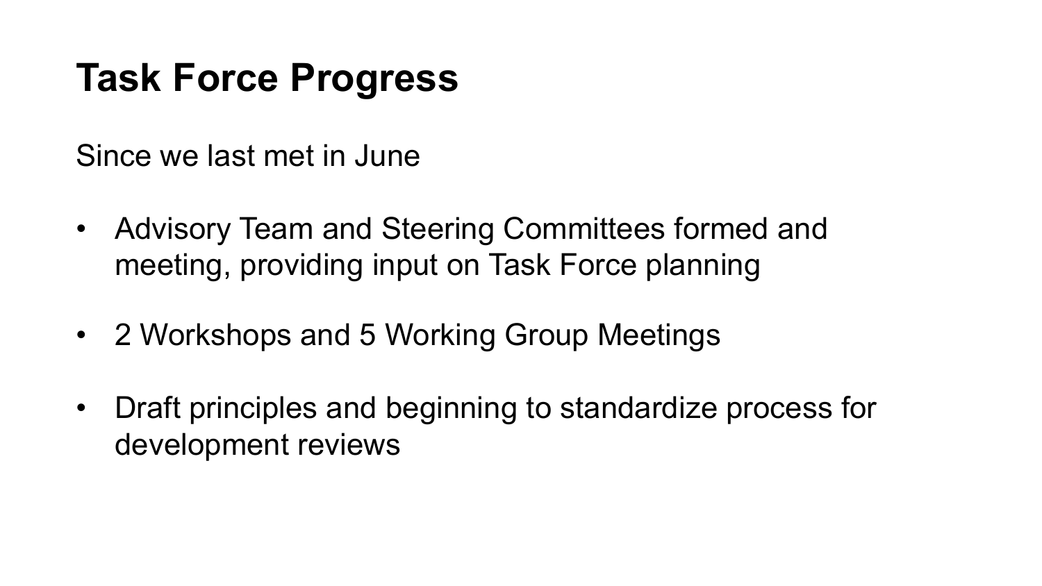# Task Force Progress

Since we last met in June

- Advisory Team and Steering Committees formed and meeting, providing input on Task Force planning

- 2 Workshops and 5 Working Group Meetings

- Draft principles and beginning to standardize process for development reviews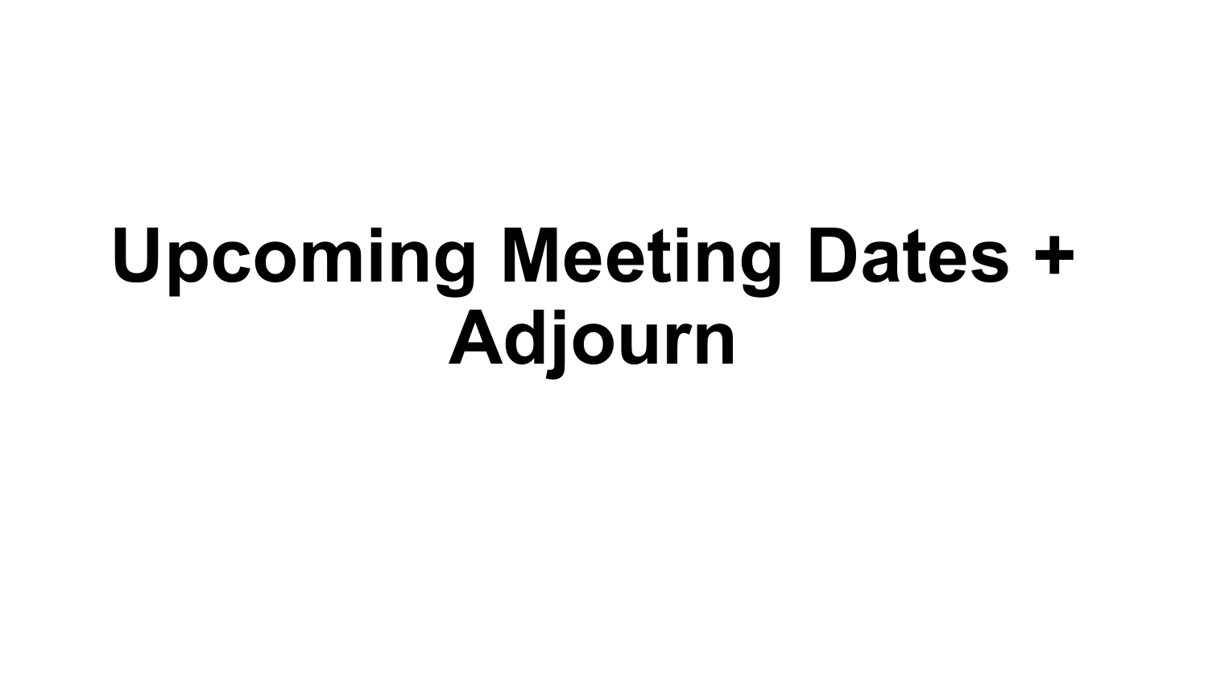# Upcoming Meeting Dates + Adjourn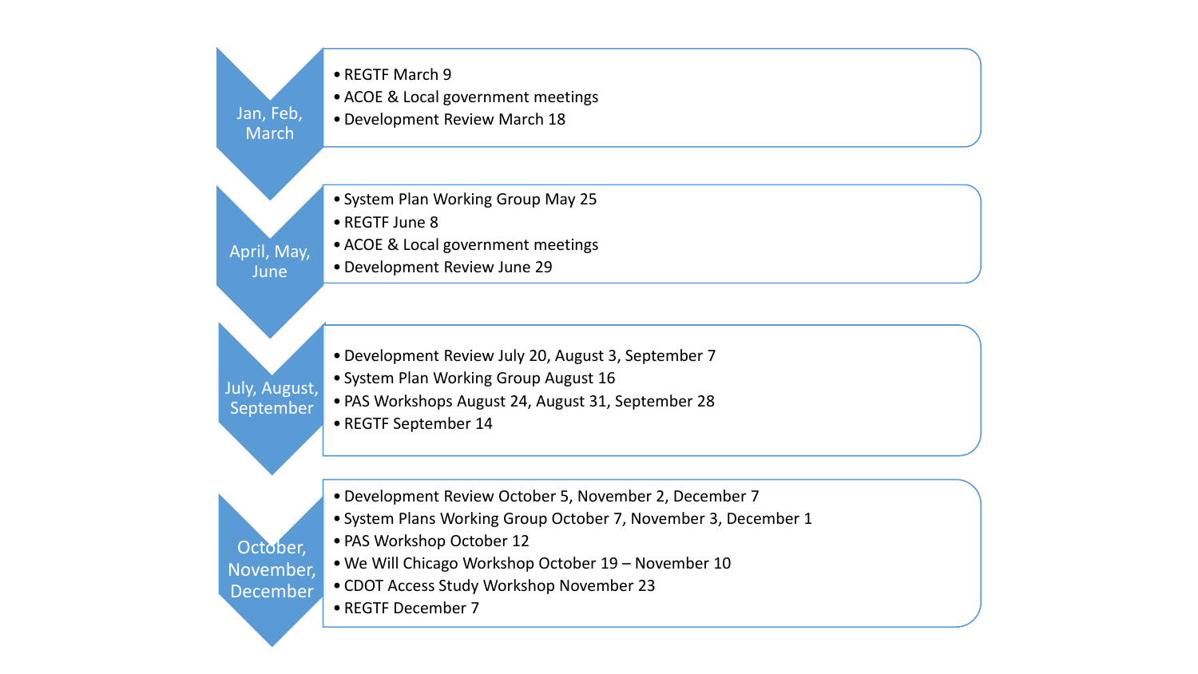**Jan, Feb, March**

- REGTF March 9
- ACOE & Local government meetings
- Development Review March 18

**April, May, June**

- System Plan Working Group May 25
- REGTF June 8
- ACOE & Local government meetings
- Development Review June 29

**July, August, September**

- Development Review July 20, August 3, September 7
- System Plan Working Group August 16
- PAS Workshops August 24, August 31, September 28
- REGTF September 14

**October, November, December**

- Development Review October 5, November 2, December 7
- System Plans Working Group October 7, November 3, December 1
- PAS Workshop October 12
- We Will Chicago Workshop October 19 – November 10
- CDOT Access Study Workshop November 23
- REGTF December 7